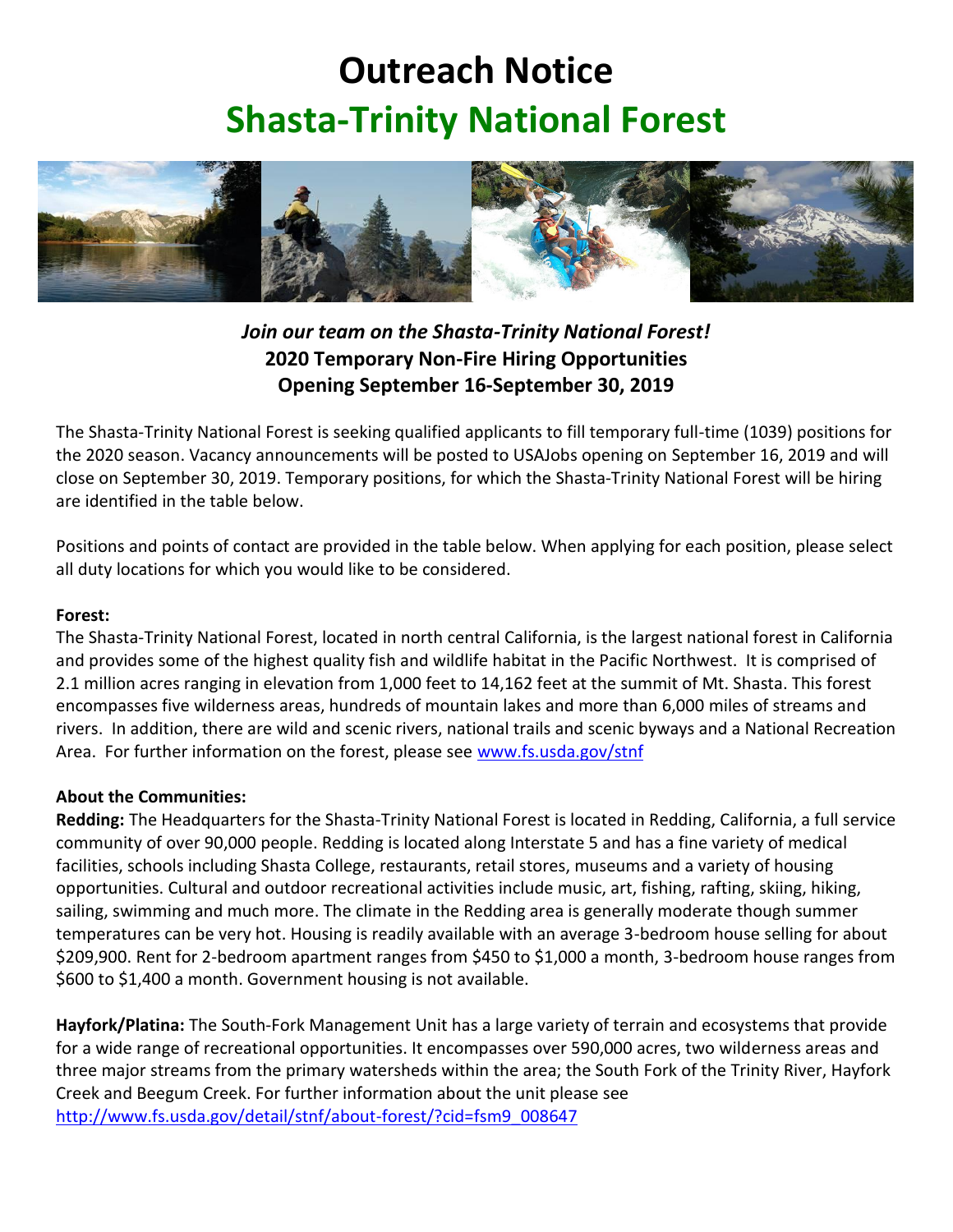# Outreach Notice

# Shasta-Trinity National Forest

***Join our team on the Shasta-Trinity National Forest!***

**2020 Temporary Non-Fire Hiring Opportunities**

**Opening September 16-September 30, 2019**

The Shasta-Trinity National Forest is seeking qualified applicants to fill temporary full-time (1039) positions for the 2020 season. Vacancy announcements will be posted to USAJobs opening on September 16, 2019 and will close on September 30, 2019. Temporary positions, for which the Shasta-Trinity National Forest will be hiring are identified in the table below.

Positions and points of contact are provided in the table below. When applying for each position, please select all duty locations for which you would like to be considered.

**Forest:**

The Shasta-Trinity National Forest, located in north central California, is the largest national forest in California and provides some of the highest quality fish and wildlife habitat in the Pacific Northwest. It is comprised of 2.1 million acres ranging in elevation from 1,000 feet to 14,162 feet at the summit of Mt. Shasta. This forest encompasses five wilderness areas, hundreds of mountain lakes and more than 6,000 miles of streams and rivers. In addition, there are wild and scenic rivers, national trails and scenic byways and a National Recreation Area. For further information on the forest, please see [www.fs.usda.gov/stnf](www.fs.usda.gov/stnf)

**About the Communities:**

**Redding:** The Headquarters for the Shasta-Trinity National Forest is located in Redding, California, a full service community of over 90,000 people. Redding is located along Interstate 5 and has a fine variety of medical facilities, schools including Shasta College, restaurants, retail stores, museums and a variety of housing opportunities. Cultural and outdoor recreational activities include music, art, fishing, rafting, skiing, hiking, sailing, swimming and much more. The climate in the Redding area is generally moderate though summer temperatures can be very hot. Housing is readily available with an average 3-bedroom house selling for about $209,900. Rent for 2-bedroom apartment ranges from $450 to $1,000 a month, 3-bedroom house ranges from $600 to $1,400 a month. Government housing is not available.

**Hayfork/Platina:** The South-Fork Management Unit has a large variety of terrain and ecosystems that provide for a wide range of recreational opportunities. It encompasses over 590,000 acres, two wilderness areas and three major streams from the primary watersheds within the area; the South Fork of the Trinity River, Hayfork Creek and Beegum Creek. For further information about the unit please see [http://www.fs.usda.gov/detail/stnf/about-forest/?cid=fsm9_008647](http://www.fs.usda.gov/detail/stnf/about-forest/?cid=fsm9_008647)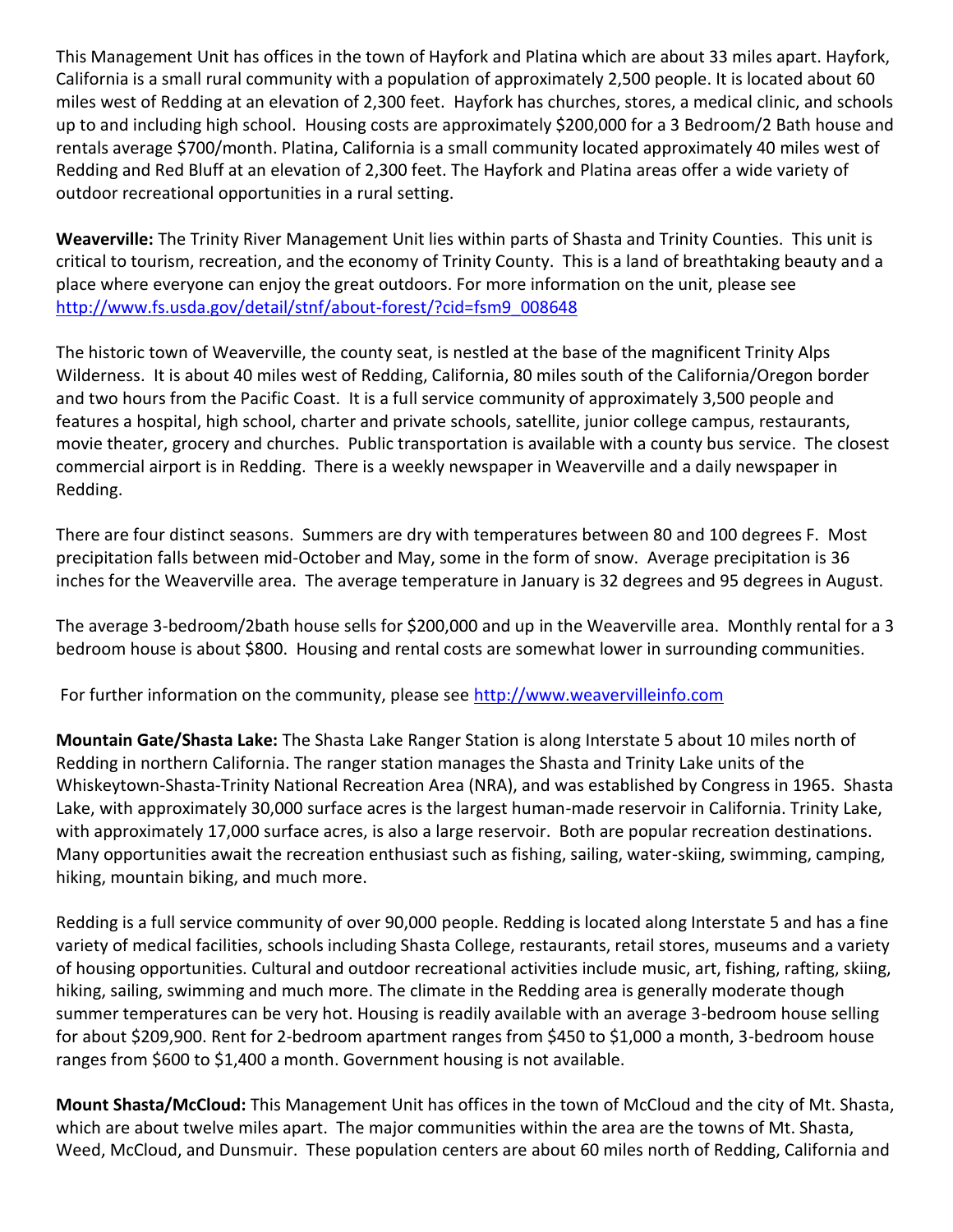This Management Unit has offices in the town of Hayfork and Platina which are about 33 miles apart. Hayfork, California is a small rural community with a population of approximately 2,500 people. It is located about 60 miles west of Redding at an elevation of 2,300 feet. Hayfork has churches, stores, a medical clinic, and schools up to and including high school. Housing costs are approximately $200,000 for a 3 Bedroom/2 Bath house and rentals average $700/month. Platina, California is a small community located approximately 40 miles west of Redding and Red Bluff at an elevation of 2,300 feet. The Hayfork and Platina areas offer a wide variety of outdoor recreational opportunities in a rural setting.

**Weaverville:** The Trinity River Management Unit lies within parts of Shasta and Trinity Counties. This unit is critical to tourism, recreation, and the economy of Trinity County. This is a land of breathtaking beauty and a place where everyone can enjoy the great outdoors. For more information on the unit, please see [http://www.fs.usda.gov/detail/stnf/about-forest/?cid=fsm9_008648](http://www.fs.usda.gov/detail/stnf/about-forest/?cid=fsm9_008648)

The historic town of Weaverville, the county seat, is nestled at the base of the magnificent Trinity Alps Wilderness. It is about 40 miles west of Redding, California, 80 miles south of the California/Oregon border and two hours from the Pacific Coast. It is a full service community of approximately 3,500 people and features a hospital, high school, charter and private schools, satellite, junior college campus, restaurants, movie theater, grocery and churches. Public transportation is available with a county bus service. The closest commercial airport is in Redding. There is a weekly newspaper in Weaverville and a daily newspaper in Redding.

There are four distinct seasons. Summers are dry with temperatures between 80 and 100 degrees F. Most precipitation falls between mid-October and May, some in the form of snow. Average precipitation is 36 inches for the Weaverville area. The average temperature in January is 32 degrees and 95 degrees in August.

The average 3-bedroom/2bath house sells for $200,000 and up in the Weaverville area. Monthly rental for a 3 bedroom house is about $800. Housing and rental costs are somewhat lower in surrounding communities.

For further information on the community, please see [http://www.weavervilleinfo.com](http://www.weavervilleinfo.com)

**Mountain Gate/Shasta Lake:** The Shasta Lake Ranger Station is along Interstate 5 about 10 miles north of Redding in northern California. The ranger station manages the Shasta and Trinity Lake units of the Whiskeytown-Shasta-Trinity National Recreation Area (NRA), and was established by Congress in 1965. Shasta Lake, with approximately 30,000 surface acres is the largest human-made reservoir in California. Trinity Lake, with approximately 17,000 surface acres, is also a large reservoir. Both are popular recreation destinations. Many opportunities await the recreation enthusiast such as fishing, sailing, water-skiing, swimming, camping, hiking, mountain biking, and much more.

Redding is a full service community of over 90,000 people. Redding is located along Interstate 5 and has a fine variety of medical facilities, schools including Shasta College, restaurants, retail stores, museums and a variety of housing opportunities. Cultural and outdoor recreational activities include music, art, fishing, rafting, skiing, hiking, sailing, swimming and much more. The climate in the Redding area is generally moderate though summer temperatures can be very hot. Housing is readily available with an average 3-bedroom house selling for about $209,900. Rent for 2-bedroom apartment ranges from $450 to $1,000 a month, 3-bedroom house ranges from $600 to $1,400 a month. Government housing is not available.

**Mount Shasta/McCloud:** This Management Unit has offices in the town of McCloud and the city of Mt. Shasta, which are about twelve miles apart. The major communities within the area are the towns of Mt. Shasta, Weed, McCloud, and Dunsmuir. These population centers are about 60 miles north of Redding, California and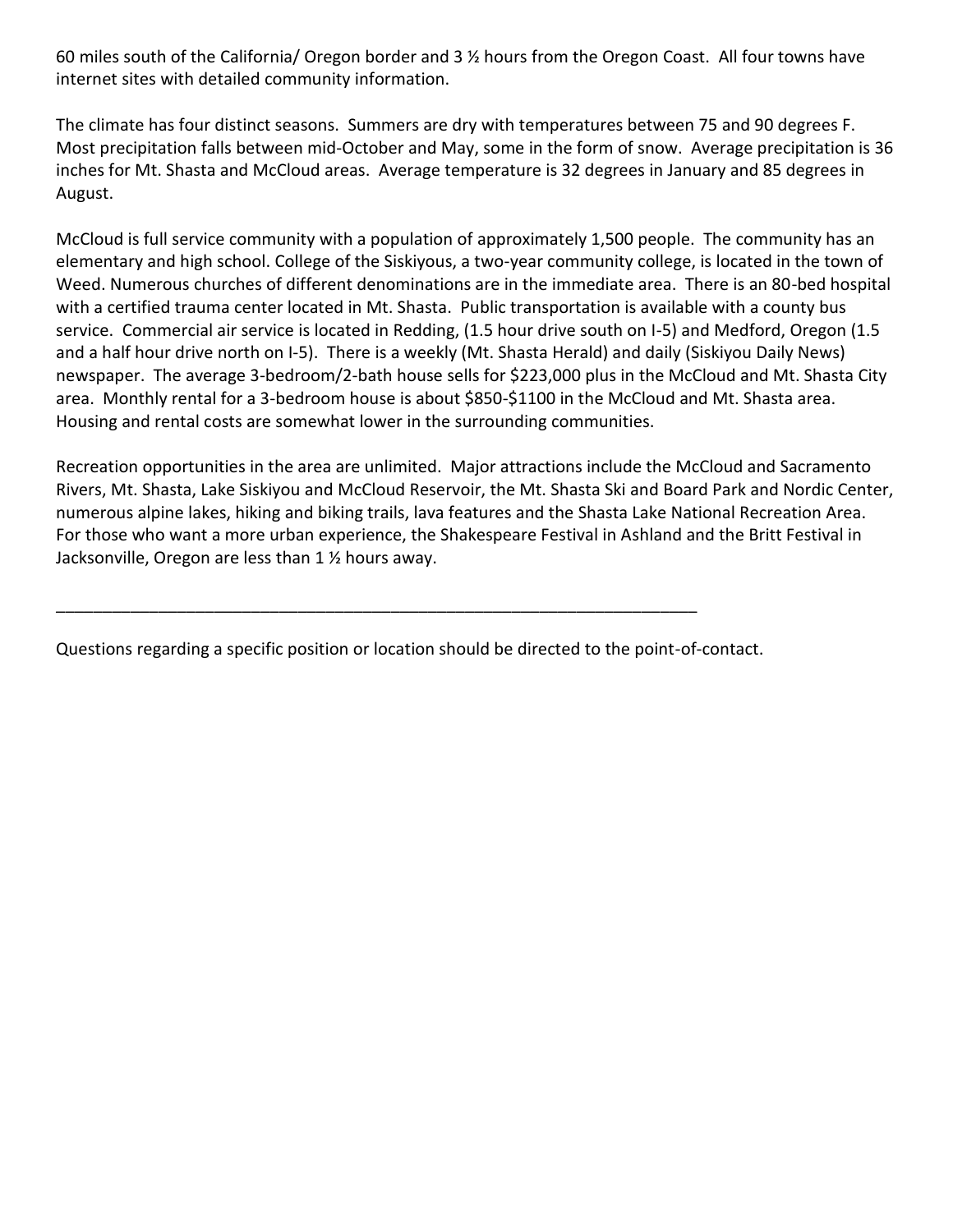60 miles south of the California/ Oregon border and 3 ½ hours from the Oregon Coast. All four towns have internet sites with detailed community information.

The climate has four distinct seasons. Summers are dry with temperatures between 75 and 90 degrees F. Most precipitation falls between mid-October and May, some in the form of snow. Average precipitation is 36 inches for Mt. Shasta and McCloud areas. Average temperature is 32 degrees in January and 85 degrees in August.

McCloud is full service community with a population of approximately 1,500 people. The community has an elementary and high school. College of the Siskiyous, a two-year community college, is located in the town of Weed. Numerous churches of different denominations are in the immediate area. There is an 80-bed hospital with a certified trauma center located in Mt. Shasta. Public transportation is available with a county bus service. Commercial air service is located in Redding, (1.5 hour drive south on I-5) and Medford, Oregon (1.5 and a half hour drive north on I-5). There is a weekly (Mt. Shasta Herald) and daily (Siskiyou Daily News) newspaper. The average 3-bedroom/2-bath house sells for $223,000 plus in the McCloud and Mt. Shasta City area. Monthly rental for a 3-bedroom house is about $850-$1100 in the McCloud and Mt. Shasta area. Housing and rental costs are somewhat lower in the surrounding communities.

Recreation opportunities in the area are unlimited. Major attractions include the McCloud and Sacramento Rivers, Mt. Shasta, Lake Siskiyou and McCloud Reservoir, the Mt. Shasta Ski and Board Park and Nordic Center, numerous alpine lakes, hiking and biking trails, lava features and the Shasta Lake National Recreation Area. For those who want a more urban experience, the Shakespeare Festival in Ashland and the Britt Festival in Jacksonville, Oregon are less than 1 ½ hours away.

---

Questions regarding a specific position or location should be directed to the point-of-contact.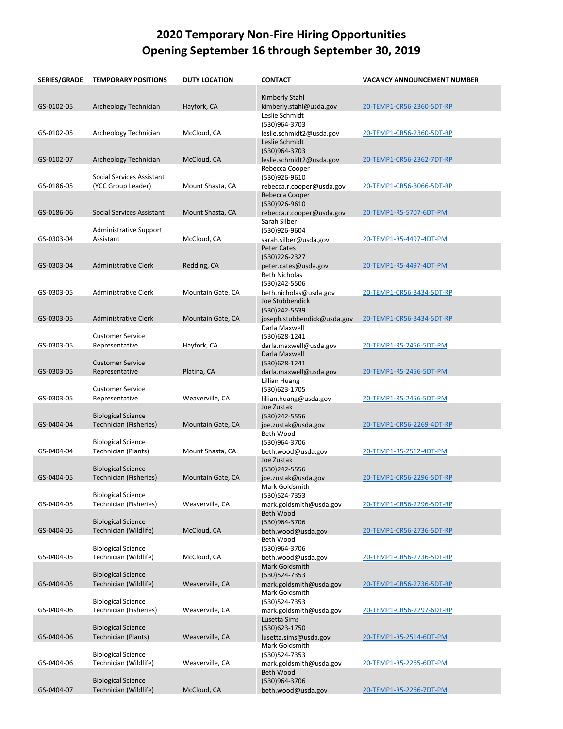# 2020 Temporary Non-Fire Hiring Opportunities
# Opening September 16 through September 30, 2019

| SERIES/GRADE | TEMPORARY POSITIONS | DUTY LOCATION | CONTACT | VACANCY ANNOUNCEMENT NUMBER |
|---|---|---|---|---|
| GS-0102-05 | Archeology Technician | Hayfork, CA | Kimberly Stahl kimberly.stahl@usda.gov | 20-TEMP1-CR56-2360-5DT-RP |
| GS-0102-05 | Archeology Technician | McCloud, CA | Leslie Schmidt (530)964-3703 leslie.schmidt2@usda.gov | 20-TEMP1-CR56-2360-5DT-RP |
| GS-0102-07 | Archeology Technician | McCloud, CA | Leslie Schmidt (530)964-3703 leslie.schmidt2@usda.gov | 20-TEMP1-CR56-2362-7DT-RP |
| GS-0186-05 | Social Services Assistant (YCC Group Leader) | Mount Shasta, CA | Rebecca Cooper (530)926-9610 rebecca.r.cooper@usda.gov | 20-TEMP1-CR56-3066-5DT-RP |
| GS-0186-06 | Social Services Assistant | Mount Shasta, CA | Rebecca Cooper (530)926-9610 rebecca.r.cooper@usda.gov | 20-TEMP1-R5-5707-6DT-PM |
| GS-0303-04 | Administrative Support Assistant | McCloud, CA | Sarah Silber (530)926-9604 sarah.silber@usda.gov | 20-TEMP1-R5-4497-4DT-PM |
| GS-0303-04 | Administrative Clerk | Redding, CA | Peter Cates (530)226-2327 peter.cates@usda.gov | 20-TEMP1-R5-4497-4DT-PM |
| GS-0303-05 | Administrative Clerk | Mountain Gate, CA | Beth Nicholas (530)242-5506 beth.nicholas@usda.gov | 20-TEMP1-CR56-3434-5DT-RP |
| GS-0303-05 | Administrative Clerk | Mountain Gate, CA | Joe Stubbendick (530)242-5539 joseph.stubbendick@usda.gov | 20-TEMP1-CR56-3434-5DT-RP |
| GS-0303-05 | Customer Service Representative | Hayfork, CA | Darla Maxwell (530)628-1241 darla.maxwell@usda.gov | 20-TEMP1-R5-2456-5DT-PM |
| GS-0303-05 | Customer Service Representative | Platina, CA | Darla Maxwell (530)628-1241 darla.maxwell@usda.gov | 20-TEMP1-R5-2456-5DT-PM |
| GS-0303-05 | Customer Service Representative | Weaverville, CA | Lillian Huang (530)623-1705 lillian.huang@usda.gov | 20-TEMP1-R5-2456-5DT-PM |
| GS-0404-04 | Biological Science Technician (Fisheries) | Mountain Gate, CA | Joe Zustak (530)242-5556 joe.zustak@usda.gov | 20-TEMP1-CR56-2269-4DT-RP |
| GS-0404-04 | Biological Science Technician (Plants) | Mount Shasta, CA | Beth Wood (530)964-3706 beth.wood@usda.gov | 20-TEMP1-R5-2512-4DT-PM |
| GS-0404-05 | Biological Science Technician (Fisheries) | Mountain Gate, CA | Joe Zustak (530)242-5556 joe.zustak@usda.gov | 20-TEMP1-CR56-2296-5DT-RP |
| GS-0404-05 | Biological Science Technician (Fisheries) | Weaverville, CA | Mark Goldsmith (530)524-7353 mark.goldsmith@usda.gov | 20-TEMP1-CR56-2296-5DT-RP |
| GS-0404-05 | Biological Science Technician (Wildlife) | McCloud, CA | Beth Wood (530)964-3706 beth.wood@usda.gov | 20-TEMP1-CR56-2736-5DT-RP |
| GS-0404-05 | Biological Science Technician (Wildlife) | McCloud, CA | Beth Wood (530)964-3706 beth.wood@usda.gov | 20-TEMP1-CR56-2736-5DT-RP |
| GS-0404-05 | Biological Science Technician (Wildlife) | Weaverville, CA | Mark Goldsmith (530)524-7353 mark.goldsmith@usda.gov | 20-TEMP1-CR56-2736-5DT-RP |
| GS-0404-06 | Biological Science Technician (Fisheries) | Weaverville, CA | Mark Goldsmith (530)524-7353 mark.goldsmith@usda.gov | 20-TEMP1-CR56-2297-6DT-RP |
| GS-0404-06 | Biological Science Technician (Plants) | Weaverville, CA | Lusetta Sims (530)623-1750 lusetta.sims@usda.gov | 20-TEMP1-R5-2514-6DT-PM |
| GS-0404-06 | Biological Science Technician (Wildlife) | Weaverville, CA | Mark Goldsmith (530)524-7353 mark.goldsmith@usda.gov | 20-TEMP1-R5-2265-6DT-PM |
| GS-0404-07 | Biological Science Technician (Wildlife) | McCloud, CA | Beth Wood (530)964-3706 beth.wood@usda.gov | 20-TEMP1-R5-2266-7DT-PM |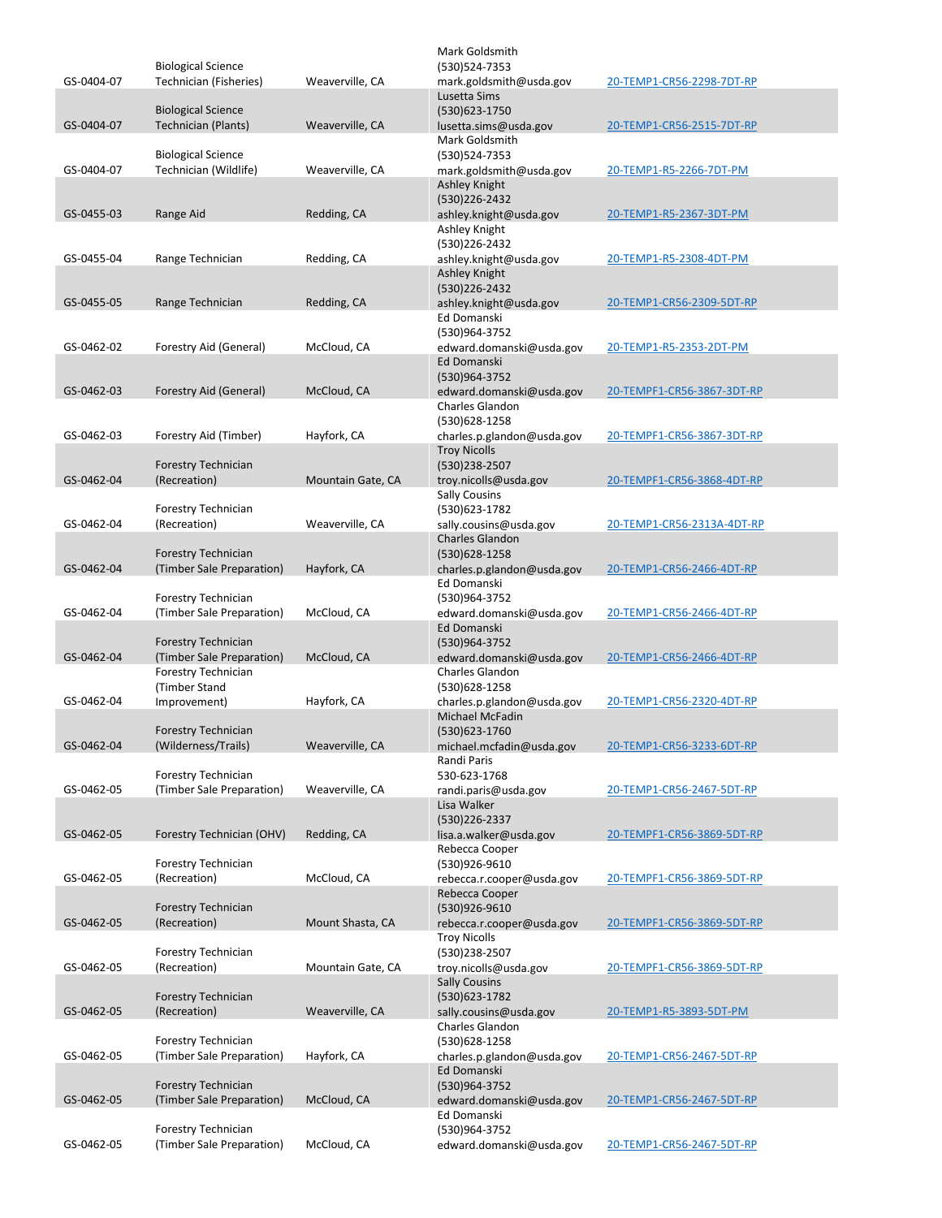| | | | | |
|---|---|---|---|---|
| GS-0404-07 | Biological Science Technician (Fisheries) | Weaverville, CA | Mark Goldsmith (530)524-7353 mark.goldsmith@usda.gov | 20-TEMP1-CR56-2298-7DT-RP |
| GS-0404-07 | Biological Science Technician (Plants) | Weaverville, CA | Lusetta Sims (530)623-1750 lusetta.sims@usda.gov | 20-TEMP1-CR56-2515-7DT-RP |
| GS-0404-07 | Biological Science Technician (Wildlife) | Weaverville, CA | Mark Goldsmith (530)524-7353 mark.goldsmith@usda.gov | 20-TEMP1-R5-2266-7DT-PM |
| GS-0455-03 | Range Aid | Redding, CA | Ashley Knight (530)226-2432 ashley.knight@usda.gov | 20-TEMP1-R5-2367-3DT-PM |
| GS-0455-04 | Range Technician | Redding, CA | Ashley Knight (530)226-2432 ashley.knight@usda.gov | 20-TEMP1-R5-2308-4DT-PM |
| GS-0455-05 | Range Technician | Redding, CA | Ashley Knight (530)226-2432 ashley.knight@usda.gov | 20-TEMP1-CR56-2309-5DT-RP |
| GS-0462-02 | Forestry Aid (General) | McCloud, CA | Ed Domanski (530)964-3752 edward.domanski@usda.gov | 20-TEMP1-R5-2353-2DT-PM |
| GS-0462-03 | Forestry Aid (General) | McCloud, CA | Ed Domanski (530)964-3752 edward.domanski@usda.gov | 20-TEMPF1-CR56-3867-3DT-RP |
| GS-0462-03 | Forestry Aid (Timber) | Hayfork, CA | Charles Glandon (530)628-1258 charles.p.glandon@usda.gov | 20-TEMPF1-CR56-3867-3DT-RP |
| GS-0462-04 | Forestry Technician (Recreation) | Mountain Gate, CA | Troy Nicolls (530)238-2507 troy.nicolls@usda.gov | 20-TEMPF1-CR56-3868-4DT-RP |
| GS-0462-04 | Forestry Technician (Recreation) | Weaverville, CA | Sally Cousins (530)623-1782 sally.cousins@usda.gov | 20-TEMP1-CR56-2313A-4DT-RP |
| GS-0462-04 | Forestry Technician (Timber Sale Preparation) | Hayfork, CA | Charles Glandon (530)628-1258 charles.p.glandon@usda.gov | 20-TEMP1-CR56-2466-4DT-RP |
| GS-0462-04 | Forestry Technician (Timber Sale Preparation) | McCloud, CA | Ed Domanski (530)964-3752 edward.domanski@usda.gov | 20-TEMP1-CR56-2466-4DT-RP |
| GS-0462-04 | Forestry Technician (Timber Sale Preparation) | McCloud, CA | Ed Domanski (530)964-3752 edward.domanski@usda.gov | 20-TEMP1-CR56-2466-4DT-RP |
| GS-0462-04 | Forestry Technician (Timber Stand Improvement) | Hayfork, CA | Charles Glandon (530)628-1258 charles.p.glandon@usda.gov | 20-TEMP1-CR56-2320-4DT-RP |
| GS-0462-04 | Forestry Technician (Wilderness/Trails) | Weaverville, CA | Michael McFadin (530)623-1760 michael.mcfadin@usda.gov | 20-TEMP1-CR56-3233-6DT-RP |
| GS-0462-05 | Forestry Technician (Timber Sale Preparation) | Weaverville, CA | Randi Paris 530-623-1768 randi.paris@usda.gov | 20-TEMP1-CR56-2467-5DT-RP |
| GS-0462-05 | Forestry Technician (OHV) | Redding, CA | Lisa Walker (530)226-2337 lisa.a.walker@usda.gov | 20-TEMPF1-CR56-3869-5DT-RP |
| GS-0462-05 | Forestry Technician (Recreation) | McCloud, CA | Rebecca Cooper (530)926-9610 rebecca.r.cooper@usda.gov | 20-TEMPF1-CR56-3869-5DT-RP |
| GS-0462-05 | Forestry Technician (Recreation) | Mount Shasta, CA | Rebecca Cooper (530)926-9610 rebecca.r.cooper@usda.gov | 20-TEMPF1-CR56-3869-5DT-RP |
| GS-0462-05 | Forestry Technician (Recreation) | Mountain Gate, CA | Troy Nicolls (530)238-2507 troy.nicolls@usda.gov | 20-TEMPF1-CR56-3869-5DT-RP |
| GS-0462-05 | Forestry Technician (Recreation) | Weaverville, CA | Sally Cousins (530)623-1782 sally.cousins@usda.gov | 20-TEMP1-R5-3893-5DT-PM |
| GS-0462-05 | Forestry Technician (Timber Sale Preparation) | Hayfork, CA | Charles Glandon (530)628-1258 charles.p.glandon@usda.gov | 20-TEMP1-CR56-2467-5DT-RP |
| GS-0462-05 | Forestry Technician (Timber Sale Preparation) | McCloud, CA | Ed Domanski (530)964-3752 edward.domanski@usda.gov | 20-TEMP1-CR56-2467-5DT-RP |
| GS-0462-05 | Forestry Technician (Timber Sale Preparation) | McCloud, CA | Ed Domanski (530)964-3752 edward.domanski@usda.gov | 20-TEMP1-CR56-2467-5DT-RP |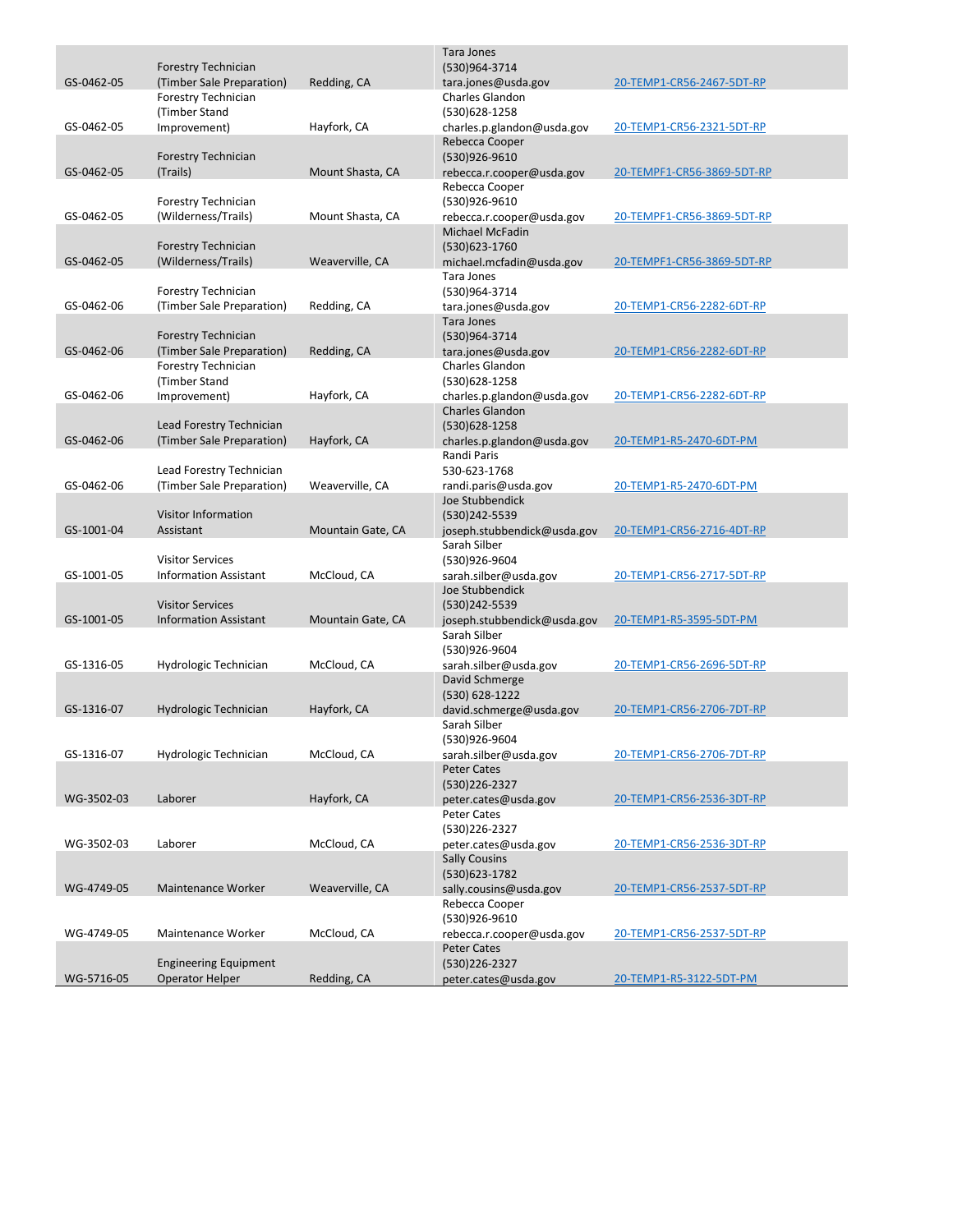| | | | | |
|---|---|---|---|---|
| GS-0462-05 | Forestry Technician (Timber Sale Preparation) | Redding, CA | Tara Jones (530)964-3714 tara.jones@usda.gov | 20-TEMP1-CR56-2467-5DT-RP |
| GS-0462-05 | Forestry Technician (Timber Stand Improvement) | Hayfork, CA | Charles Glandon (530)628-1258 charles.p.glandon@usda.gov | 20-TEMP1-CR56-2321-5DT-RP |
| GS-0462-05 | Forestry Technician (Trails) | Mount Shasta, CA | Rebecca Cooper (530)926-9610 rebecca.r.cooper@usda.gov | 20-TEMPF1-CR56-3869-5DT-RP |
| GS-0462-05 | Forestry Technician (Wilderness/Trails) | Mount Shasta, CA | Rebecca Cooper (530)926-9610 rebecca.r.cooper@usda.gov | 20-TEMPF1-CR56-3869-5DT-RP |
| GS-0462-05 | Forestry Technician (Wilderness/Trails) | Weaverville, CA | Michael McFadin (530)623-1760 michael.mcfadin@usda.gov | 20-TEMPF1-CR56-3869-5DT-RP |
| GS-0462-06 | Forestry Technician (Timber Sale Preparation) | Redding, CA | Tara Jones (530)964-3714 tara.jones@usda.gov | 20-TEMP1-CR56-2282-6DT-RP |
| GS-0462-06 | Forestry Technician (Timber Sale Preparation) | Redding, CA | Tara Jones (530)964-3714 tara.jones@usda.gov | 20-TEMP1-CR56-2282-6DT-RP |
| GS-0462-06 | Forestry Technician (Timber Stand Improvement) | Hayfork, CA | Charles Glandon (530)628-1258 charles.p.glandon@usda.gov | 20-TEMP1-CR56-2282-6DT-RP |
| GS-0462-06 | Lead Forestry Technician (Timber Sale Preparation) | Hayfork, CA | Charles Glandon (530)628-1258 charles.p.glandon@usda.gov | 20-TEMP1-R5-2470-6DT-PM |
| GS-0462-06 | Lead Forestry Technician (Timber Sale Preparation) | Weaverville, CA | Randi Paris 530-623-1768 randi.paris@usda.gov | 20-TEMP1-R5-2470-6DT-PM |
| GS-1001-04 | Visitor Information Assistant | Mountain Gate, CA | Joe Stubbendick (530)242-5539 joseph.stubbendick@usda.gov | 20-TEMP1-CR56-2716-4DT-RP |
| GS-1001-05 | Visitor Services Information Assistant | McCloud, CA | Sarah Silber (530)926-9604 sarah.silber@usda.gov | 20-TEMP1-CR56-2717-5DT-RP |
| GS-1001-05 | Visitor Services Information Assistant | Mountain Gate, CA | Joe Stubbendick (530)242-5539 joseph.stubbendick@usda.gov | 20-TEMP1-R5-3595-5DT-PM |
| GS-1316-05 | Hydrologic Technician | McCloud, CA | Sarah Silber (530)926-9604 sarah.silber@usda.gov | 20-TEMP1-CR56-2696-5DT-RP |
| GS-1316-07 | Hydrologic Technician | Hayfork, CA | David Schmerge (530) 628-1222 david.schmerge@usda.gov | 20-TEMP1-CR56-2706-7DT-RP |
| GS-1316-07 | Hydrologic Technician | McCloud, CA | Sarah Silber (530)926-9604 sarah.silber@usda.gov | 20-TEMP1-CR56-2706-7DT-RP |
| WG-3502-03 | Laborer | Hayfork, CA | Peter Cates (530)226-2327 peter.cates@usda.gov | 20-TEMP1-CR56-2536-3DT-RP |
| WG-3502-03 | Laborer | McCloud, CA | Peter Cates (530)226-2327 peter.cates@usda.gov | 20-TEMP1-CR56-2536-3DT-RP |
| WG-4749-05 | Maintenance Worker | Weaverville, CA | Sally Cousins (530)623-1782 sally.cousins@usda.gov | 20-TEMP1-CR56-2537-5DT-RP |
| WG-4749-05 | Maintenance Worker | McCloud, CA | Rebecca Cooper (530)926-9610 rebecca.r.cooper@usda.gov | 20-TEMP1-CR56-2537-5DT-RP |
| WG-5716-05 | Engineering Equipment Operator Helper | Redding, CA | Peter Cates (530)226-2327 peter.cates@usda.gov | 20-TEMP1-R5-3122-5DT-PM |